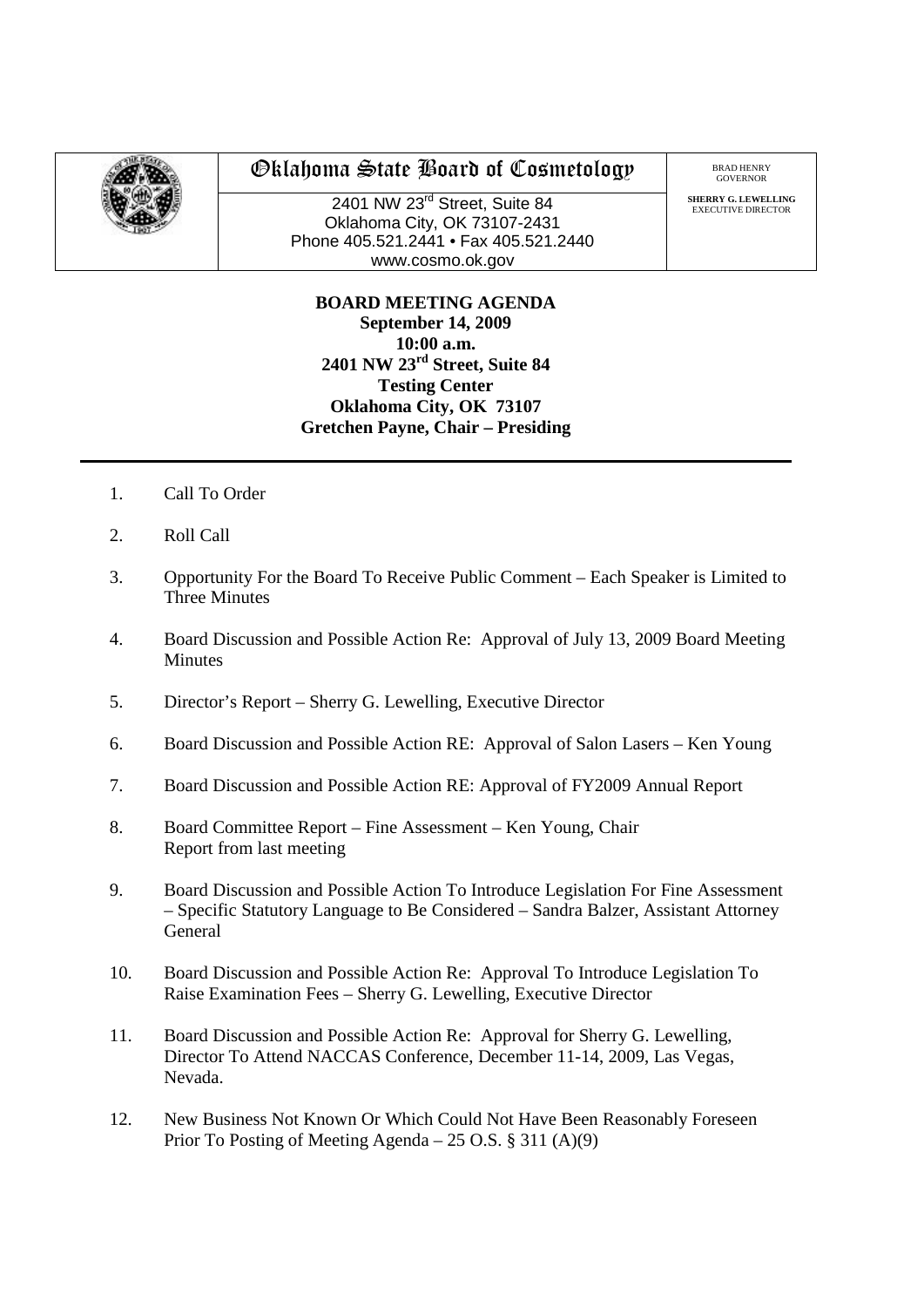# Oklahoma State Board of Cosmetology

2401 NW 23rd Street, Suite 84
Oklahoma City, OK 73107-2431
Phone 405.521.2441 • Fax 405.521.2440
www.cosmo.ok.gov

BRAD HENRY
GOVERNOR

**SHERRY G. LEWELLING**
EXECUTIVE DIRECTOR

**BOARD MEETING AGENDA**
**September 14, 2009**
**10:00 a.m.**
**2401 NW 23rd Street, Suite 84**
**Testing Center**
**Oklahoma City, OK 73107**
**Gretchen Payne, Chair – Presiding**

---

1. Call To Order
2. Roll Call
3. Opportunity For the Board To Receive Public Comment – Each Speaker is Limited to Three Minutes
4. Board Discussion and Possible Action Re: Approval of July 13, 2009 Board Meeting Minutes
5. Director's Report – Sherry G. Lewelling, Executive Director
6. Board Discussion and Possible Action RE: Approval of Salon Lasers – Ken Young
7. Board Discussion and Possible Action RE: Approval of FY2009 Annual Report
8. Board Committee Report – Fine Assessment – Ken Young, Chair
   Report from last meeting
9. Board Discussion and Possible Action To Introduce Legislation For Fine Assessment – Specific Statutory Language to Be Considered – Sandra Balzer, Assistant Attorney General
10. Board Discussion and Possible Action Re: Approval To Introduce Legislation To Raise Examination Fees – Sherry G. Lewelling, Executive Director
11. Board Discussion and Possible Action Re: Approval for Sherry G. Lewelling, Director To Attend NACCAS Conference, December 11-14, 2009, Las Vegas, Nevada.
12. New Business Not Known Or Which Could Not Have Been Reasonably Foreseen Prior To Posting of Meeting Agenda – 25 O.S. § 311 (A)(9)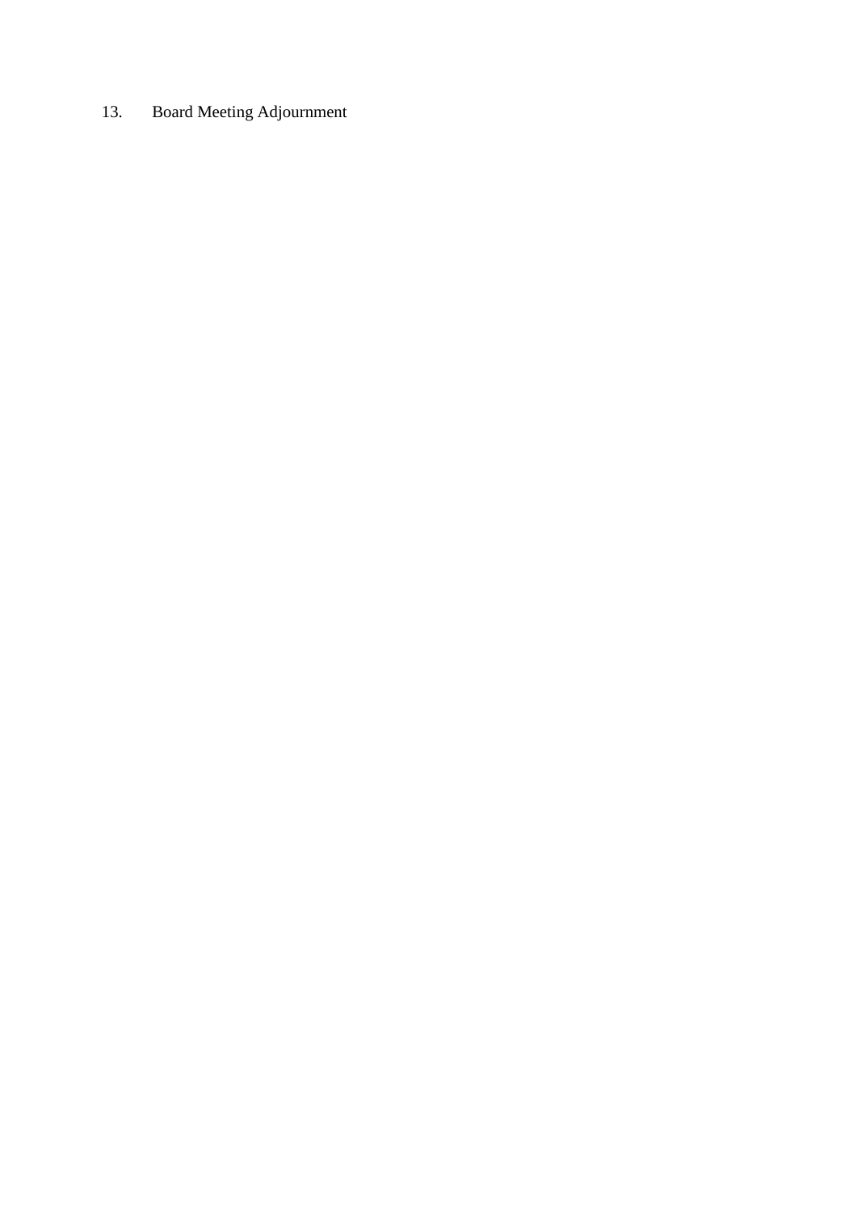13. Board Meeting Adjournment